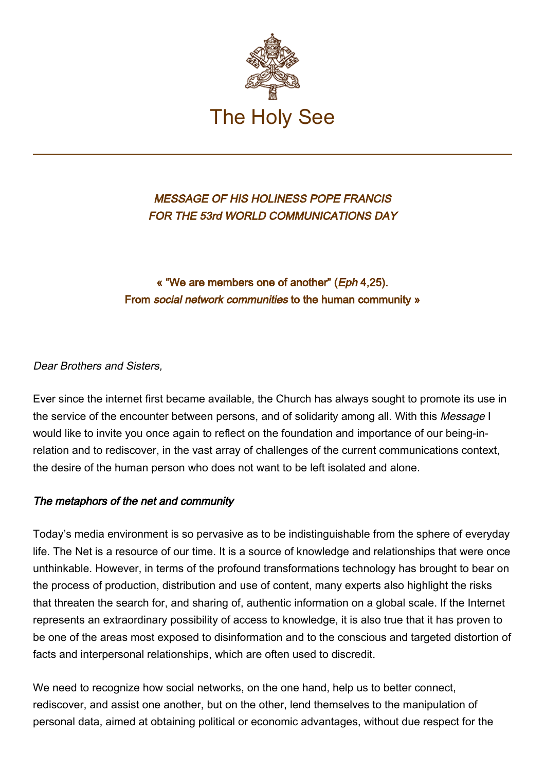# The Holy See

## *MESSAGE OF HIS HOLINESS POPE FRANCIS FOR THE 53rd WORLD COMMUNICATIONS DAY*

### « "We are members one of another" (*Eph* 4,25). From *social network communities* to the human community »

*Dear Brothers and Sisters,*

Ever since the internet first became available, the Church has always sought to promote its use in the service of the encounter between persons, and of solidarity among all. With this *Message* I would like to invite you once again to reflect on the foundation and importance of our being-in-relation and to rediscover, in the vast array of challenges of the current communications context, the desire of the human person who does not want to be left isolated and alone.

#### *The metaphors of the net and community*

Today's media environment is so pervasive as to be indistinguishable from the sphere of everyday life. The Net is a resource of our time. It is a source of knowledge and relationships that were once unthinkable. However, in terms of the profound transformations technology has brought to bear on the process of production, distribution and use of content, many experts also highlight the risks that threaten the search for, and sharing of, authentic information on a global scale. If the Internet represents an extraordinary possibility of access to knowledge, it is also true that it has proven to be one of the areas most exposed to disinformation and to the conscious and targeted distortion of facts and interpersonal relationships, which are often used to discredit.

We need to recognize how social networks, on the one hand, help us to better connect, rediscover, and assist one another, but on the other, lend themselves to the manipulation of personal data, aimed at obtaining political or economic advantages, without due respect for the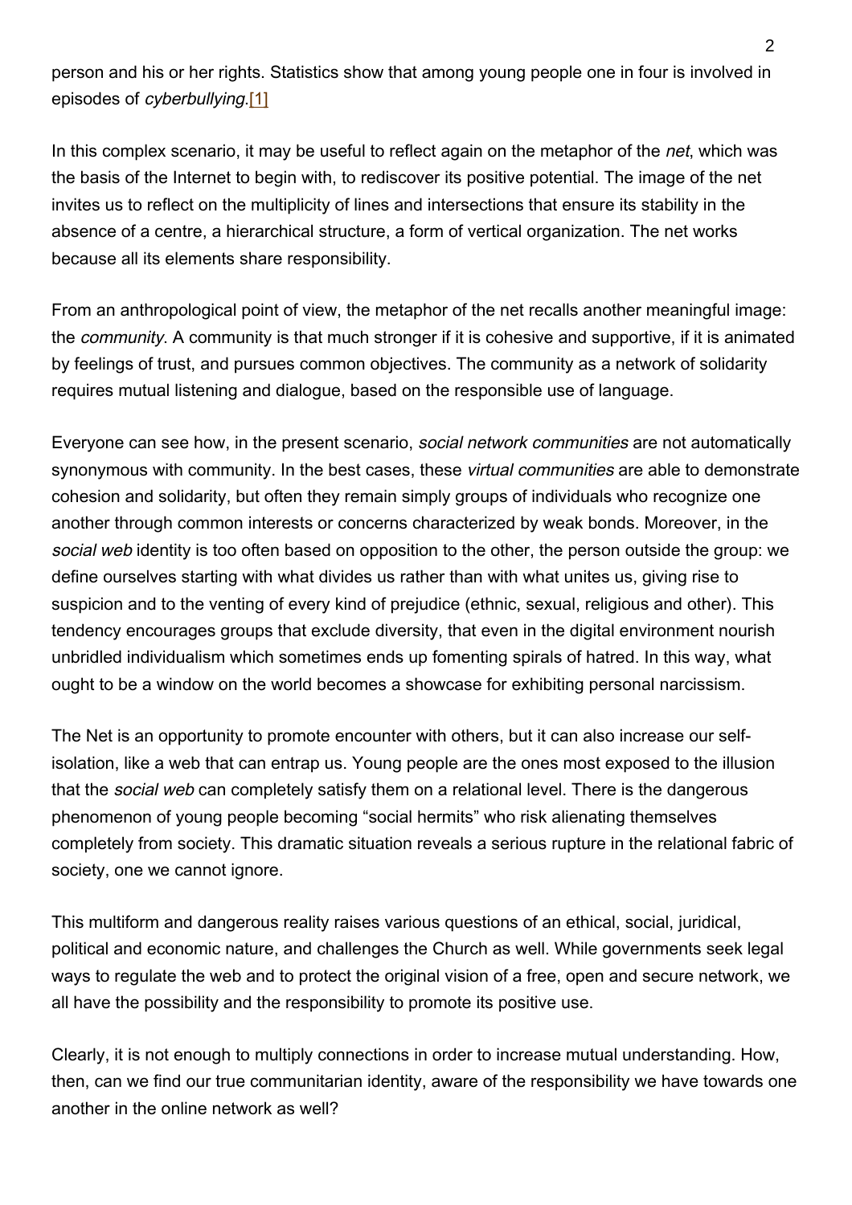person and his or her rights. Statistics show that among young people one in four is involved in episodes of *cyberbullying*.[1]

In this complex scenario, it may be useful to reflect again on the metaphor of the *net*, which was the basis of the Internet to begin with, to rediscover its positive potential. The image of the net invites us to reflect on the multiplicity of lines and intersections that ensure its stability in the absence of a centre, a hierarchical structure, a form of vertical organization. The net works because all its elements share responsibility.

From an anthropological point of view, the metaphor of the net recalls another meaningful image: the *community*. A community is that much stronger if it is cohesive and supportive, if it is animated by feelings of trust, and pursues common objectives. The community as a network of solidarity requires mutual listening and dialogue, based on the responsible use of language.

Everyone can see how, in the present scenario, *social network communities* are not automatically synonymous with community. In the best cases, these *virtual communities* are able to demonstrate cohesion and solidarity, but often they remain simply groups of individuals who recognize one another through common interests or concerns characterized by weak bonds. Moreover, in the *social web* identity is too often based on opposition to the other, the person outside the group: we define ourselves starting with what divides us rather than with what unites us, giving rise to suspicion and to the venting of every kind of prejudice (ethnic, sexual, religious and other). This tendency encourages groups that exclude diversity, that even in the digital environment nourish unbridled individualism which sometimes ends up fomenting spirals of hatred. In this way, what ought to be a window on the world becomes a showcase for exhibiting personal narcissism.

The Net is an opportunity to promote encounter with others, but it can also increase our self-isolation, like a web that can entrap us. Young people are the ones most exposed to the illusion that the *social web* can completely satisfy them on a relational level. There is the dangerous phenomenon of young people becoming "social hermits" who risk alienating themselves completely from society. This dramatic situation reveals a serious rupture in the relational fabric of society, one we cannot ignore.

This multiform and dangerous reality raises various questions of an ethical, social, juridical, political and economic nature, and challenges the Church as well. While governments seek legal ways to regulate the web and to protect the original vision of a free, open and secure network, we all have the possibility and the responsibility to promote its positive use.

Clearly, it is not enough to multiply connections in order to increase mutual understanding. How, then, can we find our true communitarian identity, aware of the responsibility we have towards one another in the online network as well?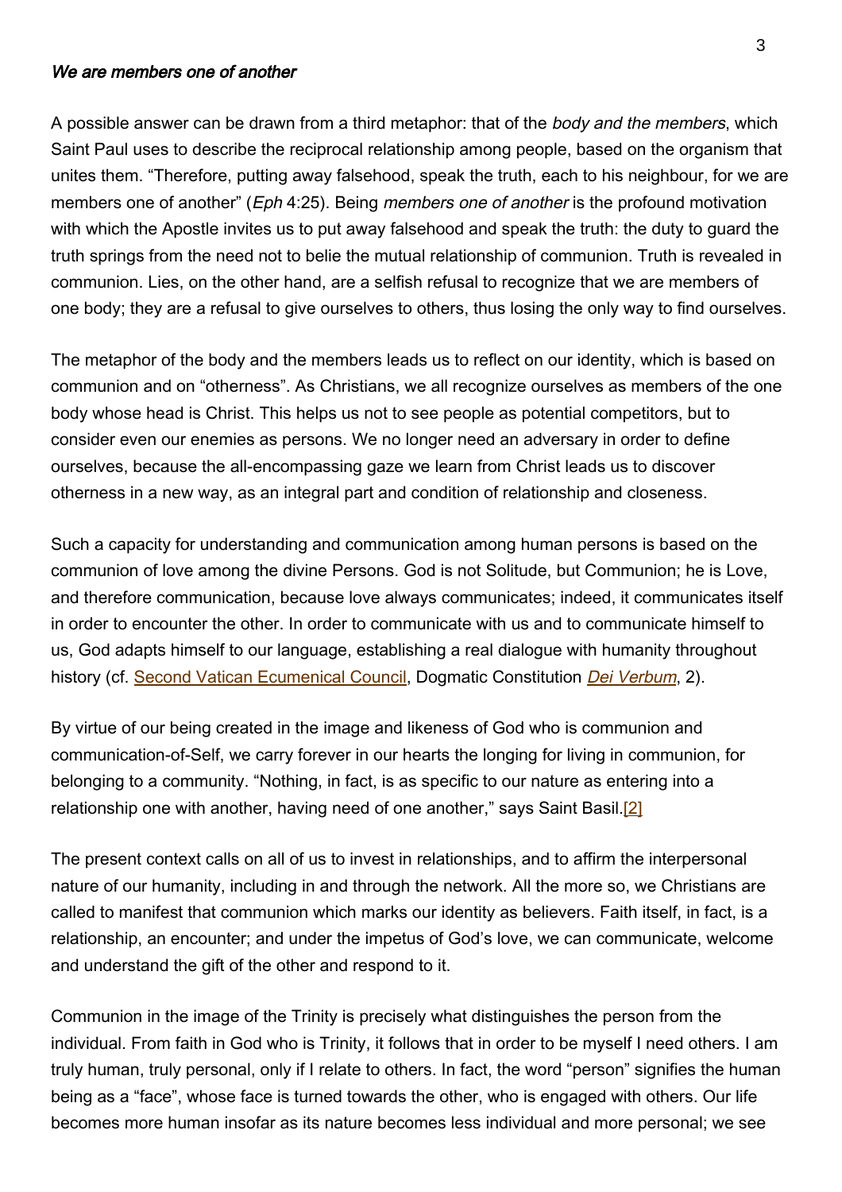***We are members one of another***

A possible answer can be drawn from a third metaphor: that of the *body and the members*, which Saint Paul uses to describe the reciprocal relationship among people, based on the organism that unites them. “Therefore, putting away falsehood, speak the truth, each to his neighbour, for we are members one of another” (*Eph* 4:25). Being *members one of another* is the profound motivation with which the Apostle invites us to put away falsehood and speak the truth: the duty to guard the truth springs from the need not to belie the mutual relationship of communion. Truth is revealed in communion. Lies, on the other hand, are a selfish refusal to recognize that we are members of one body; they are a refusal to give ourselves to others, thus losing the only way to find ourselves.

The metaphor of the body and the members leads us to reflect on our identity, which is based on communion and on “otherness”. As Christians, we all recognize ourselves as members of the one body whose head is Christ. This helps us not to see people as potential competitors, but to consider even our enemies as persons. We no longer need an adversary in order to define ourselves, because the all-encompassing gaze we learn from Christ leads us to discover otherness in a new way, as an integral part and condition of relationship and closeness.

Such a capacity for understanding and communication among human persons is based on the communion of love among the divine Persons. God is not Solitude, but Communion; he is Love, and therefore communication, because love always communicates; indeed, it communicates itself in order to encounter the other. In order to communicate with us and to communicate himself to us, God adapts himself to our language, establishing a real dialogue with humanity throughout history (cf. Second Vatican Ecumenical Council, Dogmatic Constitution *Dei Verbum*, 2).

By virtue of our being created in the image and likeness of God who is communion and communication-of-Self, we carry forever in our hearts the longing for living in communion, for belonging to a community. “Nothing, in fact, is as specific to our nature as entering into a relationship one with another, having need of one another,” says Saint Basil.[2]

The present context calls on all of us to invest in relationships, and to affirm the interpersonal nature of our humanity, including in and through the network. All the more so, we Christians are called to manifest that communion which marks our identity as believers. Faith itself, in fact, is a relationship, an encounter; and under the impetus of God’s love, we can communicate, welcome and understand the gift of the other and respond to it.

Communion in the image of the Trinity is precisely what distinguishes the person from the individual. From faith in God who is Trinity, it follows that in order to be myself I need others. I am truly human, truly personal, only if I relate to others. In fact, the word “person” signifies the human being as a “face”, whose face is turned towards the other, who is engaged with others. Our life becomes more human insofar as its nature becomes less individual and more personal; we see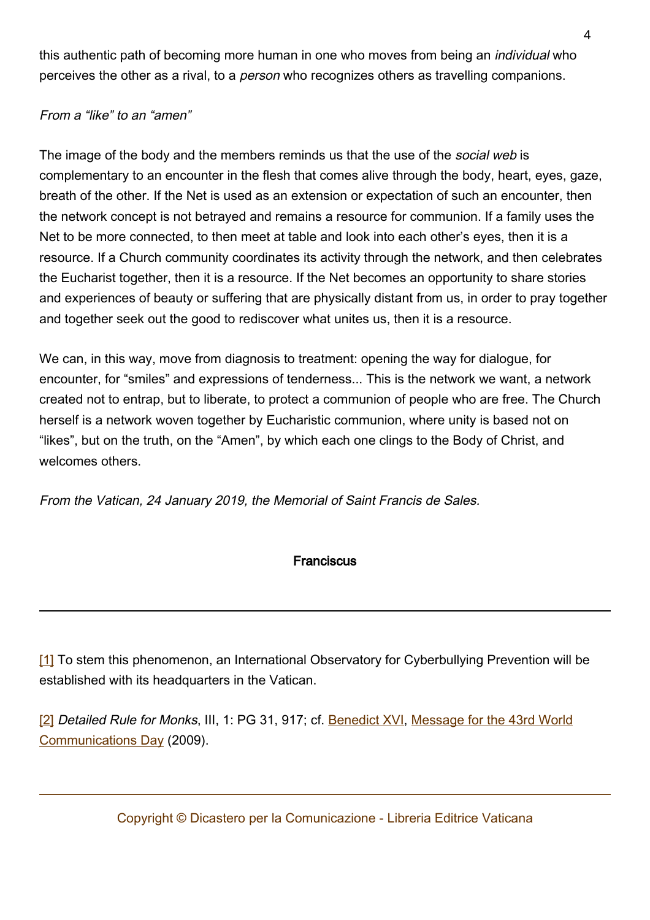this authentic path of becoming more human in one who moves from being an *individual* who perceives the other as a rival, to a *person* who recognizes others as travelling companions.

### *From a "like" to an "amen"*

The image of the body and the members reminds us that the use of the *social web* is complementary to an encounter in the flesh that comes alive through the body, heart, eyes, gaze, breath of the other. If the Net is used as an extension or expectation of such an encounter, then the network concept is not betrayed and remains a resource for communion. If a family uses the Net to be more connected, to then meet at table and look into each other's eyes, then it is a resource. If a Church community coordinates its activity through the network, and then celebrates the Eucharist together, then it is a resource. If the Net becomes an opportunity to share stories and experiences of beauty or suffering that are physically distant from us, in order to pray together and together seek out the good to rediscover what unites us, then it is a resource.

We can, in this way, move from diagnosis to treatment: opening the way for dialogue, for encounter, for "smiles" and expressions of tenderness... This is the network we want, a network created not to entrap, but to liberate, to protect a communion of people who are free. The Church herself is a network woven together by Eucharistic communion, where unity is based not on "likes", but on the truth, on the "Amen", by which each one clings to the Body of Christ, and welcomes others.

*From the Vatican, 24 January 2019, the Memorial of Saint Francis de Sales.*

**Franciscus**

---

[1] To stem this phenomenon, an International Observatory for Cyberbullying Prevention will be established with its headquarters in the Vatican.

[2] *Detailed Rule for Monks*, III, 1: PG 31, 917; cf. Benedict XVI, Message for the 43rd World Communications Day (2009).

---

Copyright © Dicastero per la Comunicazione - Libreria Editrice Vaticana